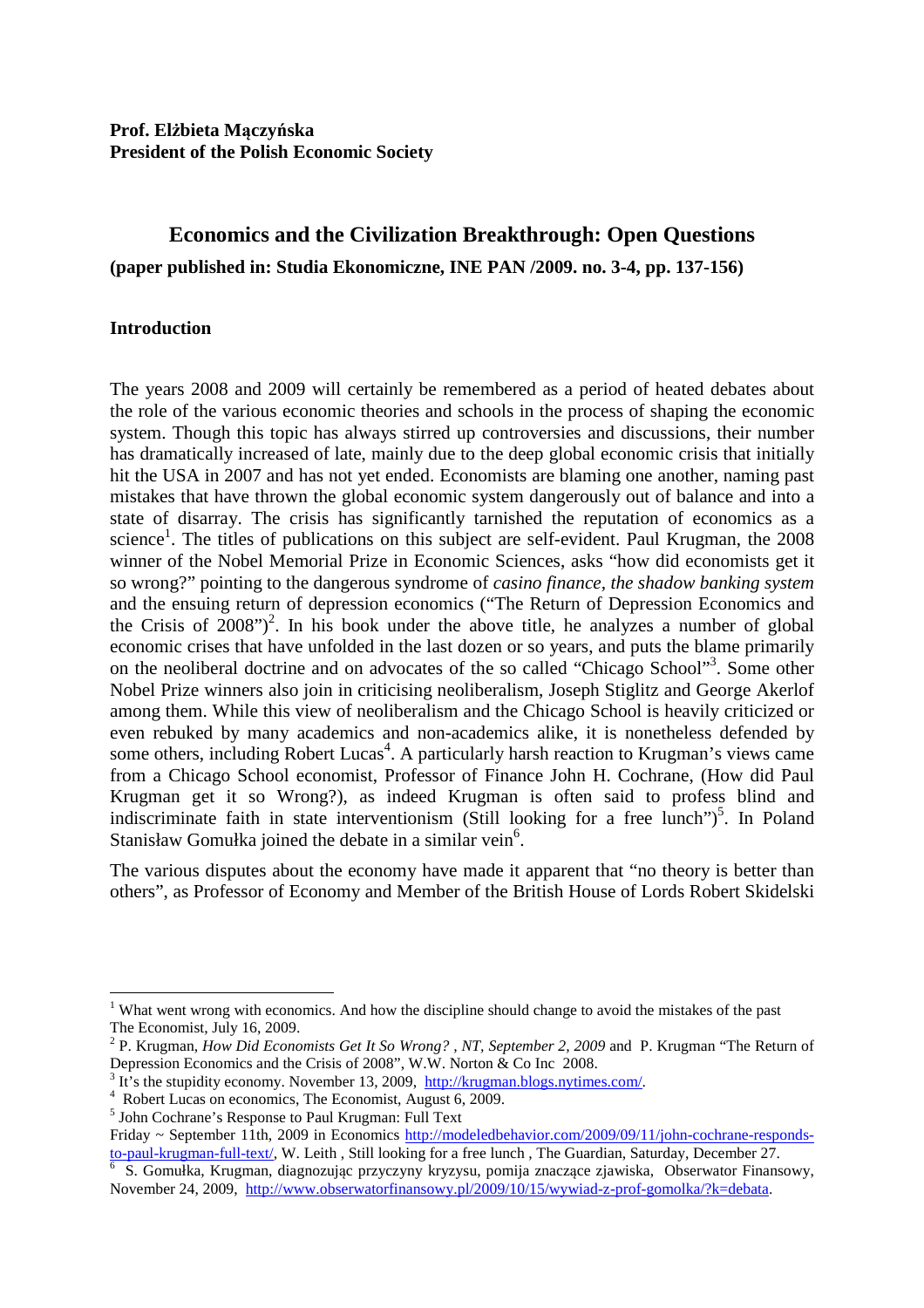**Prof. Elżbieta Mączyńska**
**President of the Polish Economic Society**

# Economics and the Civilization Breakthrough: Open Questions

**(paper published in: Studia Ekonomiczne, INE PAN /2009. no. 3-4, pp. 137-156)**

## Introduction

The years 2008 and 2009 will certainly be remembered as a period of heated debates about the role of the various economic theories and schools in the process of shaping the economic system. Though this topic has always stirred up controversies and discussions, their number has dramatically increased of late, mainly due to the deep global economic crisis that initially hit the USA in 2007 and has not yet ended. Economists are blaming one another, naming past mistakes that have thrown the global economic system dangerously out of balance and into a state of disarray. The crisis has significantly tarnished the reputation of economics as a science[1]. The titles of publications on this subject are self-evident. Paul Krugman, the 2008 winner of the Nobel Memorial Prize in Economic Sciences, asks "how did economists get it so wrong?" pointing to the dangerous syndrome of *casino finance, the shadow banking system* and the ensuing return of depression economics ("The Return of Depression Economics and the Crisis of 2008")[2]. In his book under the above title, he analyzes a number of global economic crises that have unfolded in the last dozen or so years, and puts the blame primarily on the neoliberal doctrine and on advocates of the so called "Chicago School"[3]. Some other Nobel Prize winners also join in criticising neoliberalism, Joseph Stiglitz and George Akerlof among them. While this view of neoliberalism and the Chicago School is heavily criticized or even rebuked by many academics and non-academics alike, it is nonetheless defended by some others, including Robert Lucas[4]. A particularly harsh reaction to Krugman's views came from a Chicago School economist, Professor of Finance John H. Cochrane, (How did Paul Krugman get it so Wrong?), as indeed Krugman is often said to profess blind and indiscriminate faith in state interventionism (Still looking for a free lunch")[5]. In Poland Stanisław Gomułka joined the debate in a similar vein[6].

The various disputes about the economy have made it apparent that "no theory is better than others", as Professor of Economy and Member of the British House of Lords Robert Skidelski

---

[1] What went wrong with economics. And how the discipline should change to avoid the mistakes of the past The Economist, July 16, 2009.

[2] P. Krugman, *How Did Economists Get It So Wrong? , NT, September 2, 2009* and P. Krugman "The Return of Depression Economics and the Crisis of 2008", W.W. Norton & Co Inc 2008.

[3] It's the stupidity economy. November 13, 2009, http://krugman.blogs.nytimes.com/.

[4] Robert Lucas on economics, The Economist, August 6, 2009.

[5] John Cochrane's Response to Paul Krugman: Full Text Friday ~ September 11th, 2009 in Economics http://modeledbehavior.com/2009/09/11/john-cochrane-responds-to-paul-krugman-full-text/, W. Leith , Still looking for a free lunch , The Guardian, Saturday, December 27.

[6] S. Gomułka, Krugman, diagnozując przyczyny kryzysu, pomija znaczące zjawiska, Obserwator Finansowy, November 24, 2009, http://www.obserwatorfinansowy.pl/2009/10/15/wywiad-z-prof-gomolka/?k=debata.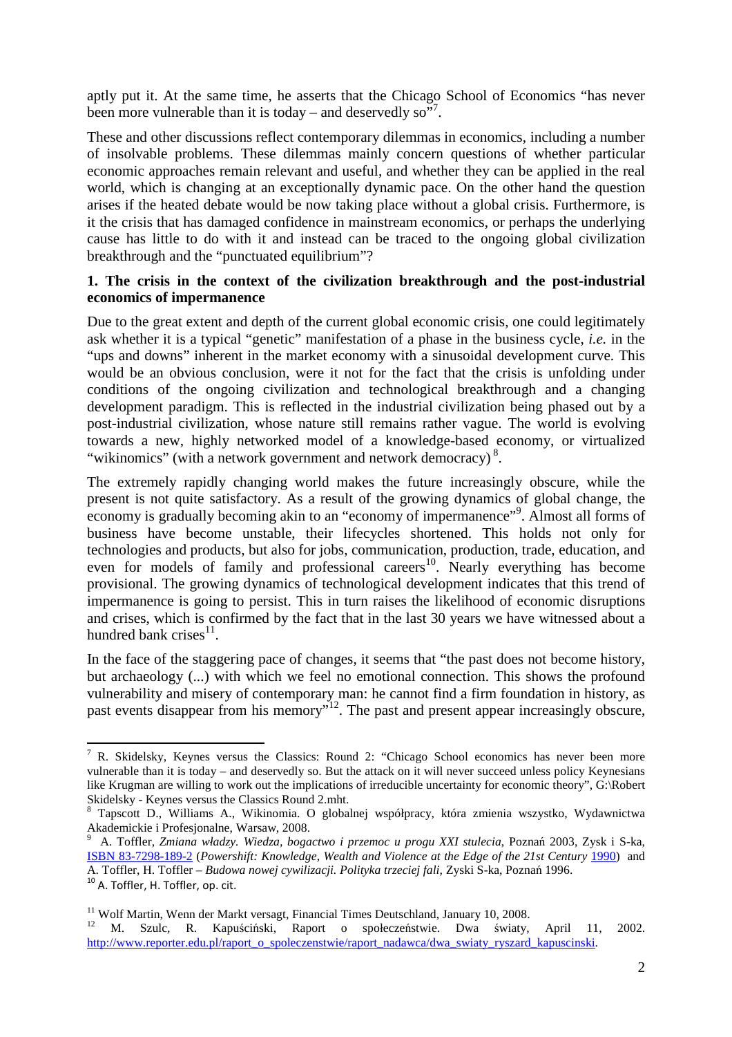aptly put it. At the same time, he asserts that the Chicago School of Economics "has never been more vulnerable than it is today – and deservedly so"[7].

These and other discussions reflect contemporary dilemmas in economics, including a number of insolvable problems. These dilemmas mainly concern questions of whether particular economic approaches remain relevant and useful, and whether they can be applied in the real world, which is changing at an exceptionally dynamic pace. On the other hand the question arises if the heated debate would be now taking place without a global crisis. Furthermore, is it the crisis that has damaged confidence in mainstream economics, or perhaps the underlying cause has little to do with it and instead can be traced to the ongoing global civilization breakthrough and the "punctuated equilibrium"?

## 1. The crisis in the context of the civilization breakthrough and the post-industrial economics of impermanence

Due to the great extent and depth of the current global economic crisis, one could legitimately ask whether it is a typical "genetic" manifestation of a phase in the business cycle, *i.e.* in the "ups and downs" inherent in the market economy with a sinusoidal development curve. This would be an obvious conclusion, were it not for the fact that the crisis is unfolding under conditions of the ongoing civilization and technological breakthrough and a changing development paradigm. This is reflected in the industrial civilization being phased out by a post-industrial civilization, whose nature still remains rather vague. The world is evolving towards a new, highly networked model of a knowledge-based economy, or virtualized "wikinomics" (with a network government and network democracy)[8].

The extremely rapidly changing world makes the future increasingly obscure, while the present is not quite satisfactory. As a result of the growing dynamics of global change, the economy is gradually becoming akin to an "economy of impermanence"[9]. Almost all forms of business have become unstable, their lifecycles shortened. This holds not only for technologies and products, but also for jobs, communication, production, trade, education, and even for models of family and professional careers[10]. Nearly everything has become provisional. The growing dynamics of technological development indicates that this trend of impermanence is going to persist. This in turn raises the likelihood of economic disruptions and crises, which is confirmed by the fact that in the last 30 years we have witnessed about a hundred bank crises[11].

In the face of the staggering pace of changes, it seems that "the past does not become history, but archaeology (...) with which we feel no emotional connection. This shows the profound vulnerability and misery of contemporary man: he cannot find a firm foundation in history, as past events disappear from his memory"[12]. The past and present appear increasingly obscure,

---

[7] R. Skidelsky, Keynes versus the Classics: Round 2: "Chicago School economics has never been more vulnerable than it is today – and deservedly so. But the attack on it will never succeed unless policy Keynesians like Krugman are willing to work out the implications of irreducible uncertainty for economic theory", G:\Robert Skidelsky - Keynes versus the Classics Round 2.mht.

[8] Tapscott D., Williams A., Wikinomia. O globalnej współpracy, która zmienia wszystko, Wydawnictwa Akademickie i Profesjonalne, Warsaw, 2008.

[9] A. Toffler, *Zmiana władzy. Wiedza, bogactwo i przemoc u progu XXI stulecia*, Poznań 2003, Zysk i S-ka, ISBN 83-7298-189-2 (*Powershift: Knowledge, Wealth and Violence at the Edge of the 21st Century* 1990) and A. Toffler, H. Toffler – *Budowa nowej cywilizacji. Polityka trzeciej fali,* Zyski S-ka, Poznań 1996.

[10] A. Toffler, H. Toffler, op. cit.

[11] Wolf Martin, Wenn der Markt versagt, Financial Times Deutschland, January 10, 2008.

[12] M. Szulc, R. Kapuściński, Raport o społeczeństwie. Dwa światy, April 11, 2002. http://www.reporter.edu.pl/raport_o_spoleczenstwie/raport_nadawca/dwa_swiaty_ryszard_kapuscinski.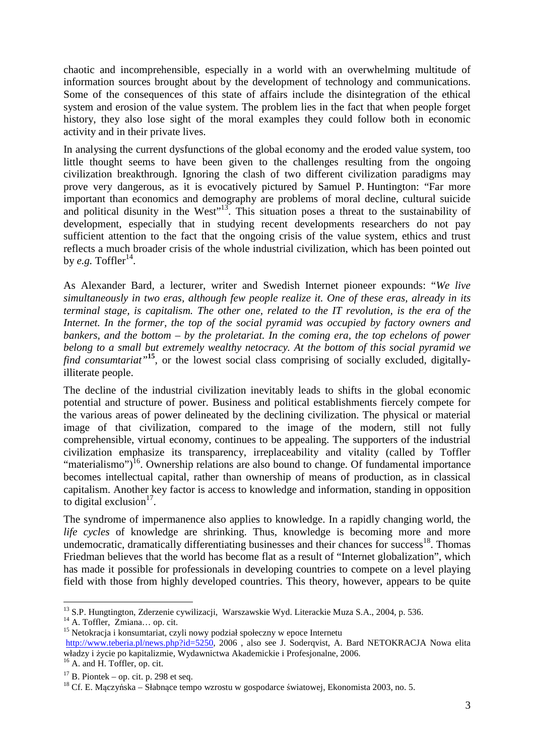chaotic and incomprehensible, especially in a world with an overwhelming multitude of information sources brought about by the development of technology and communications. Some of the consequences of this state of affairs include the disintegration of the ethical system and erosion of the value system. The problem lies in the fact that when people forget history, they also lose sight of the moral examples they could follow both in economic activity and in their private lives.

In analysing the current dysfunctions of the global economy and the eroded value system, too little thought seems to have been given to the challenges resulting from the ongoing civilization breakthrough. Ignoring the clash of two different civilization paradigms may prove very dangerous, as it is evocatively pictured by Samuel P. Huntington: "Far more important than economics and demography are problems of moral decline, cultural suicide and political disunity in the West"[13]. This situation poses a threat to the sustainability of development, especially that in studying recent developments researchers do not pay sufficient attention to the fact that the ongoing crisis of the value system, ethics and trust reflects a much broader crisis of the whole industrial civilization, which has been pointed out by *e.g.* Toffler[14].

As Alexander Bard, a lecturer, writer and Swedish Internet pioneer expounds: "*We live simultaneously in two eras, although few people realize it. One of these eras, already in its terminal stage, is capitalism. The other one, related to the IT revolution, is the era of the Internet. In the former, the top of the social pyramid was occupied by factory owners and bankers, and the bottom – by the proletariat. In the coming era, the top echelons of power belong to a small but extremely wealthy netocracy. At the bottom of this social pyramid we find consumtariat"*[15], or the lowest social class comprising of socially excluded, digitally-illiterate people.

The decline of the industrial civilization inevitably leads to shifts in the global economic potential and structure of power. Business and political establishments fiercely compete for the various areas of power delineated by the declining civilization. The physical or material image of that civilization, compared to the image of the modern, still not fully comprehensible, virtual economy, continues to be appealing. The supporters of the industrial civilization emphasize its transparency, irreplaceability and vitality (called by Toffler "materialismo")[16]. Ownership relations are also bound to change. Of fundamental importance becomes intellectual capital, rather than ownership of means of production, as in classical capitalism. Another key factor is access to knowledge and information, standing in opposition to digital exclusion[17].

The syndrome of impermanence also applies to knowledge. In a rapidly changing world, the *life cycles* of knowledge are shrinking. Thus, knowledge is becoming more and more undemocratic, dramatically differentiating businesses and their chances for success[18]. Thomas Friedman believes that the world has become flat as a result of "Internet globalization", which has made it possible for professionals in developing countries to compete on a level playing field with those from highly developed countries. This theory, however, appears to be quite

---

[13] S.P. Hungtington, Zderzenie cywilizacji, Warszawskie Wyd. Literackie Muza S.A., 2004, p. 536.

[14] A. Toffler, Zmiana… op. cit.

[15] Netokracja i konsumtariat, czyli nowy podział społeczny w epoce Internetu http://www.teberia.pl/news.php?id=5250, 2006 , also see J. Soderqvist, A. Bard NETOKRACJA Nowa elita władzy i życie po kapitalizmie, Wydawnictwa Akademickie i Profesjonalne, 2006.

[16] A. and H. Toffler, op. cit.

[17] B. Piontek – op. cit. p. 298 et seq.

[18] Cf. E. Mączyńska – Słabnące tempo wzrostu w gospodarce światowej, Ekonomista 2003, no. 5.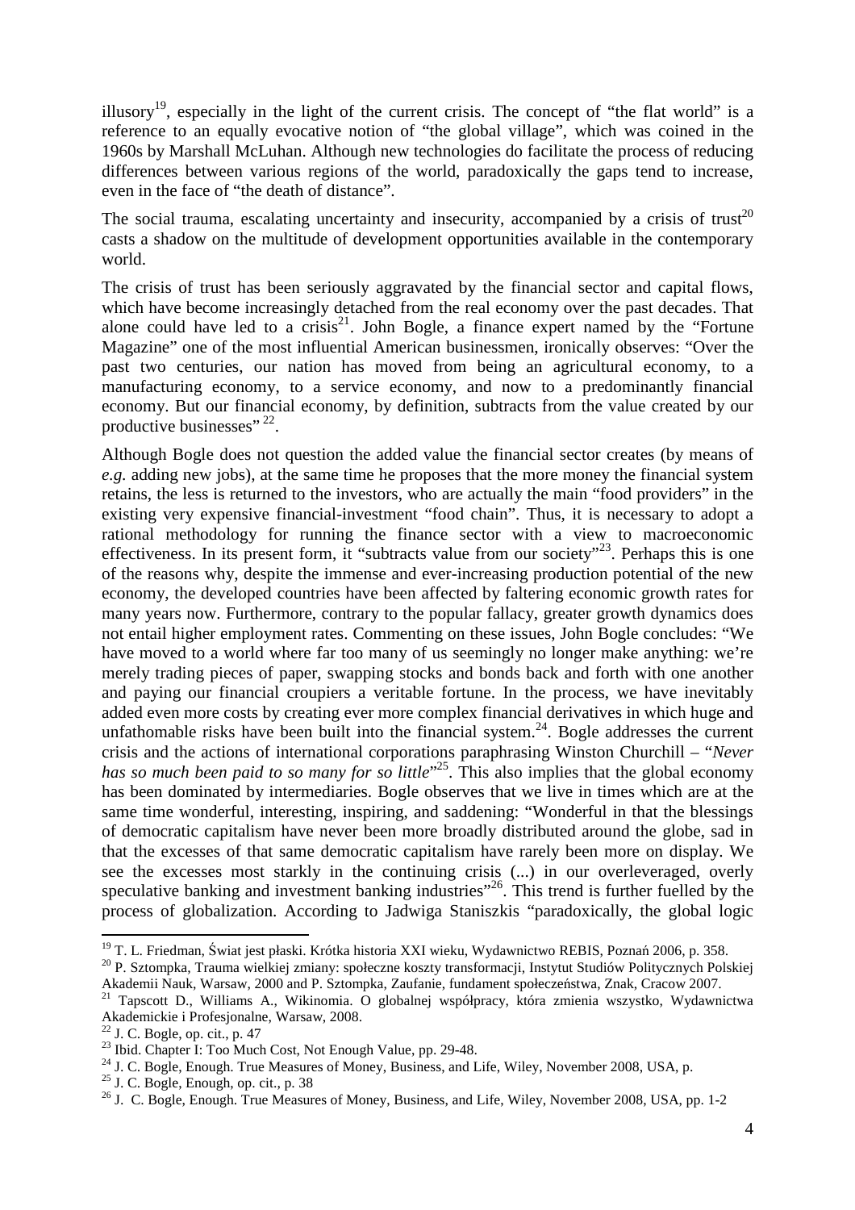illusory[19], especially in the light of the current crisis. The concept of "the flat world" is a reference to an equally evocative notion of "the global village", which was coined in the 1960s by Marshall McLuhan. Although new technologies do facilitate the process of reducing differences between various regions of the world, paradoxically the gaps tend to increase, even in the face of "the death of distance".

The social trauma, escalating uncertainty and insecurity, accompanied by a crisis of trust[20] casts a shadow on the multitude of development opportunities available in the contemporary world.

The crisis of trust has been seriously aggravated by the financial sector and capital flows, which have become increasingly detached from the real economy over the past decades. That alone could have led to a crisis[21]. John Bogle, a finance expert named by the "Fortune Magazine" one of the most influential American businessmen, ironically observes: "Over the past two centuries, our nation has moved from being an agricultural economy, to a manufacturing economy, to a service economy, and now to a predominantly financial economy. But our financial economy, by definition, subtracts from the value created by our productive businesses" [22].

Although Bogle does not question the added value the financial sector creates (by means of *e.g.* adding new jobs), at the same time he proposes that the more money the financial system retains, the less is returned to the investors, who are actually the main "food providers" in the existing very expensive financial-investment "food chain". Thus, it is necessary to adopt a rational methodology for running the finance sector with a view to macroeconomic effectiveness. In its present form, it "subtracts value from our society"[23]. Perhaps this is one of the reasons why, despite the immense and ever-increasing production potential of the new economy, the developed countries have been affected by faltering economic growth rates for many years now. Furthermore, contrary to the popular fallacy, greater growth dynamics does not entail higher employment rates. Commenting on these issues, John Bogle concludes: "We have moved to a world where far too many of us seemingly no longer make anything: we're merely trading pieces of paper, swapping stocks and bonds back and forth with one another and paying our financial croupiers a veritable fortune. In the process, we have inevitably added even more costs by creating ever more complex financial derivatives in which huge and unfathomable risks have been built into the financial system.[24]. Bogle addresses the current crisis and the actions of international corporations paraphrasing Winston Churchill – "*Never has so much been paid to so many for so little*"[25]. This also implies that the global economy has been dominated by intermediaries. Bogle observes that we live in times which are at the same time wonderful, interesting, inspiring, and saddening: "Wonderful in that the blessings of democratic capitalism have never been more broadly distributed around the globe, sad in that the excesses of that same democratic capitalism have rarely been more on display. We see the excesses most starkly in the continuing crisis (...) in our overleveraged, overly speculative banking and investment banking industries"[26]. This trend is further fuelled by the process of globalization. According to Jadwiga Staniszkis "paradoxically, the global logic

---

[19] T. L. Friedman, Świat jest płaski. Krótka historia XXI wieku, Wydawnictwo REBIS, Poznań 2006, p. 358.

[20] P. Sztompka, Trauma wielkiej zmiany: społeczne koszty transformacji, Instytut Studiów Politycznych Polskiej Akademii Nauk, Warsaw, 2000 and P. Sztompka, Zaufanie, fundament społeczeństwa, Znak, Cracow 2007.

[21] Tapscott D., Williams A., Wikinomia. O globalnej współpracy, która zmienia wszystko, Wydawnictwa Akademickie i Profesjonalne, Warsaw, 2008.

[22] J. C. Bogle, op. cit., p. 47

[23] Ibid. Chapter I: Too Much Cost, Not Enough Value, pp. 29-48.

[24] J. C. Bogle, Enough. True Measures of Money, Business, and Life, Wiley, November 2008, USA, p.

[25] J. C. Bogle, Enough, op. cit., p. 38

[26] J. C. Bogle, Enough. True Measures of Money, Business, and Life, Wiley, November 2008, USA, pp. 1-2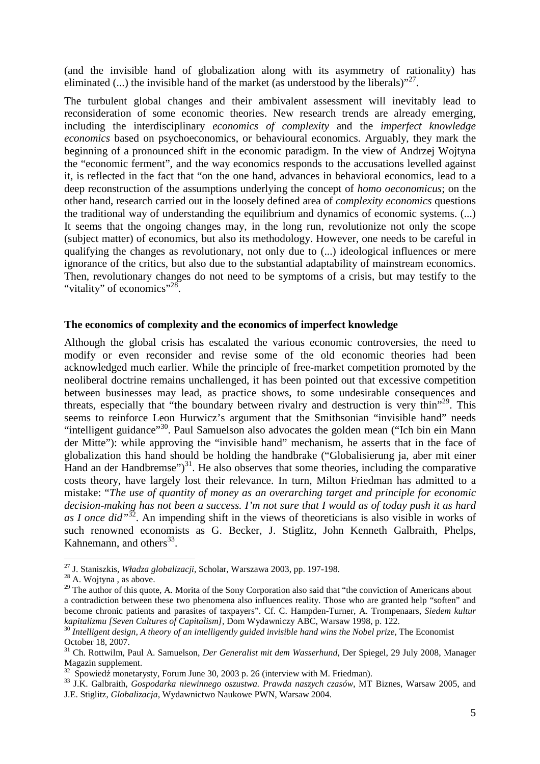(and the invisible hand of globalization along with its asymmetry of rationality) has eliminated (...) the invisible hand of the market (as understood by the liberals)"[27].

The turbulent global changes and their ambivalent assessment will inevitably lead to reconsideration of some economic theories. New research trends are already emerging, including the interdisciplinary *economics of complexity* and the *imperfect knowledge economics* based on psychoeconomics, or behavioural economics. Arguably, they mark the beginning of a pronounced shift in the economic paradigm. In the view of Andrzej Wojtyna the "economic ferment", and the way economics responds to the accusations levelled against it, is reflected in the fact that "on the one hand, advances in behavioral economics, lead to a deep reconstruction of the assumptions underlying the concept of *homo oeconomicus*; on the other hand, research carried out in the loosely defined area of *complexity economics* questions the traditional way of understanding the equilibrium and dynamics of economic systems. (...) It seems that the ongoing changes may, in the long run, revolutionize not only the scope (subject matter) of economics, but also its methodology. However, one needs to be careful in qualifying the changes as revolutionary, not only due to (...) ideological influences or mere ignorance of the critics, but also due to the substantial adaptability of mainstream economics. Then, revolutionary changes do not need to be symptoms of a crisis, but may testify to the "vitality" of economics"[28].

**The economics of complexity and the economics of imperfect knowledge**

Although the global crisis has escalated the various economic controversies, the need to modify or even reconsider and revise some of the old economic theories had been acknowledged much earlier. While the principle of free-market competition promoted by the neoliberal doctrine remains unchallenged, it has been pointed out that excessive competition between businesses may lead, as practice shows, to some undesirable consequences and threats, especially that "the boundary between rivalry and destruction is very thin"[29]. This seems to reinforce Leon Hurwicz's argument that the Smithsonian "invisible hand" needs "intelligent guidance"[30]. Paul Samuelson also advocates the golden mean ("Ich bin ein Mann der Mitte"): while approving the "invisible hand" mechanism, he asserts that in the face of globalization this hand should be holding the handbrake ("Globalisierung ja, aber mit einer Hand an der Handbremse")[31]. He also observes that some theories, including the comparative costs theory, have largely lost their relevance. In turn, Milton Friedman has admitted to a mistake: "*The use of quantity of money as an overarching target and principle for economic decision-making has not been a success. I'm not sure that I would as of today push it as hard as I once did"*[32]. An impending shift in the views of theoreticians is also visible in works of such renowned economists as G. Becker, J. Stiglitz, John Kenneth Galbraith, Phelps, Kahnemann, and others[33].

---

[27] J. Staniszkis, *Władza globalizacji*, Scholar, Warszawa 2003, pp. 197-198.

[28] A. Wojtyna , as above.

[29] The author of this quote, A. Morita of the Sony Corporation also said that "the conviction of Americans about a contradiction between these two phenomena also influences reality. Those who are granted help "soften" and become chronic patients and parasites of taxpayers". Cf. C. Hampden-Turner, A. Trompenaars, *Siedem kultur kapitalizmu [Seven Cultures of Capitalism]*, Dom Wydawniczy ABC, Warsaw 1998, p. 122.

[30] *Intelligent design, A theory of an intelligently guided invisible hand wins the Nobel prize*, The Economist October 18, 2007.

[31] Ch. Rottwilm, Paul A. Samuelson, *Der Generalist mit dem Wasserhund*, Der Spiegel, 29 July 2008, Manager Magazin supplement.

[32] Spowiedź monetarysty, Forum June 30, 2003 p. 26 (interview with M. Friedman).

[33] J.K. Galbraith, *Gospodarka niewinnego oszustwa. Prawda naszych czasów*, MT Biznes, Warsaw 2005, and J.E. Stiglitz, *Globalizacja*, Wydawnictwo Naukowe PWN, Warsaw 2004.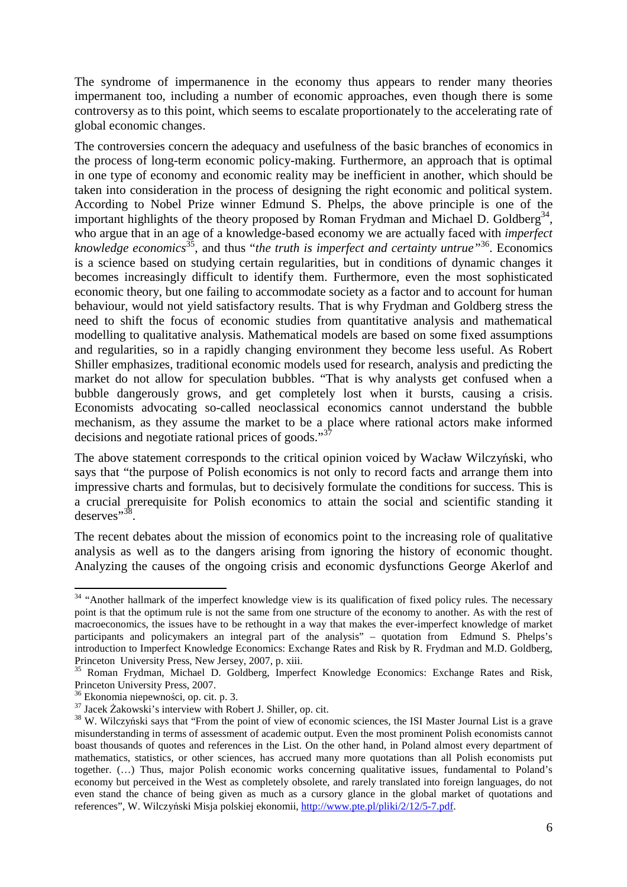The syndrome of impermanence in the economy thus appears to render many theories impermanent too, including a number of economic approaches, even though there is some controversy as to this point, which seems to escalate proportionately to the accelerating rate of global economic changes.

The controversies concern the adequacy and usefulness of the basic branches of economics in the process of long-term economic policy-making. Furthermore, an approach that is optimal in one type of economy and economic reality may be inefficient in another, which should be taken into consideration in the process of designing the right economic and political system. According to Nobel Prize winner Edmund S. Phelps, the above principle is one of the important highlights of the theory proposed by Roman Frydman and Michael D. Goldberg[34], who argue that in an age of a knowledge-based economy we are actually faced with *imperfect knowledge economics*[35], and thus "*the truth is imperfect and certainty untrue"*[36]. Economics is a science based on studying certain regularities, but in conditions of dynamic changes it becomes increasingly difficult to identify them. Furthermore, even the most sophisticated economic theory, but one failing to accommodate society as a factor and to account for human behaviour, would not yield satisfactory results. That is why Frydman and Goldberg stress the need to shift the focus of economic studies from quantitative analysis and mathematical modelling to qualitative analysis. Mathematical models are based on some fixed assumptions and regularities, so in a rapidly changing environment they become less useful. As Robert Shiller emphasizes, traditional economic models used for research, analysis and predicting the market do not allow for speculation bubbles. "That is why analysts get confused when a bubble dangerously grows, and get completely lost when it bursts, causing a crisis. Economists advocating so-called neoclassical economics cannot understand the bubble mechanism, as they assume the market to be a place where rational actors make informed decisions and negotiate rational prices of goods."[37]

The above statement corresponds to the critical opinion voiced by Wacław Wilczyński, who says that "the purpose of Polish economics is not only to record facts and arrange them into impressive charts and formulas, but to decisively formulate the conditions for success. This is a crucial prerequisite for Polish economics to attain the social and scientific standing it deserves"[38].

The recent debates about the mission of economics point to the increasing role of qualitative analysis as well as to the dangers arising from ignoring the history of economic thought. Analyzing the causes of the ongoing crisis and economic dysfunctions George Akerlof and

---

[34] "Another hallmark of the imperfect knowledge view is its qualification of fixed policy rules. The necessary point is that the optimum rule is not the same from one structure of the economy to another. As with the rest of macroeconomics, the issues have to be rethought in a way that makes the ever-imperfect knowledge of market participants and policymakers an integral part of the analysis" – quotation from Edmund S. Phelps's introduction to Imperfect Knowledge Economics: Exchange Rates and Risk by R. Frydman and M.D. Goldberg, Princeton University Press, New Jersey, 2007, p. xiii.

[35] Roman Frydman, Michael D. Goldberg, Imperfect Knowledge Economics: Exchange Rates and Risk, Princeton University Press, 2007.

[36] Ekonomia niepewności, op. cit. p. 3.

[37] Jacek Żakowski's interview with Robert J. Shiller, op. cit.

[38] W. Wilczyński says that "From the point of view of economic sciences, the ISI Master Journal List is a grave misunderstanding in terms of assessment of academic output. Even the most prominent Polish economists cannot boast thousands of quotes and references in the List. On the other hand, in Poland almost every department of mathematics, statistics, or other sciences, has accrued many more quotations than all Polish economists put together. (…) Thus, major Polish economic works concerning qualitative issues, fundamental to Poland's economy but perceived in the West as completely obsolete, and rarely translated into foreign languages, do not even stand the chance of being given as much as a cursory glance in the global market of quotations and references", W. Wilczyński Misja polskiej ekonomii, http://www.pte.pl/pliki/2/12/5-7.pdf.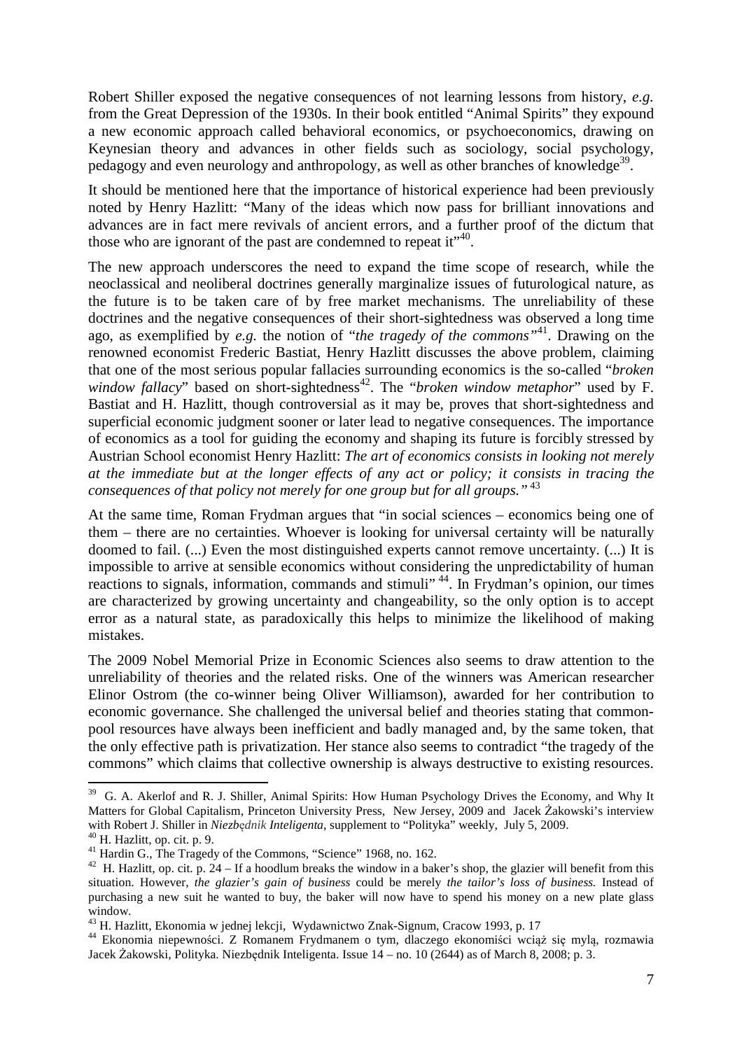Robert Shiller exposed the negative consequences of not learning lessons from history, *e.g.* from the Great Depression of the 1930s. In their book entitled "Animal Spirits" they expound a new economic approach called behavioral economics, or psychoeconomics, drawing on Keynesian theory and advances in other fields such as sociology, social psychology, pedagogy and even neurology and anthropology, as well as other branches of knowledge[39].

It should be mentioned here that the importance of historical experience had been previously noted by Henry Hazlitt: "Many of the ideas which now pass for brilliant innovations and advances are in fact mere revivals of ancient errors, and a further proof of the dictum that those who are ignorant of the past are condemned to repeat it"[40].

The new approach underscores the need to expand the time scope of research, while the neoclassical and neoliberal doctrines generally marginalize issues of futurological nature, as the future is to be taken care of by free market mechanisms. The unreliability of these doctrines and the negative consequences of their short-sightedness was observed a long time ago, as exemplified by *e.g.* the notion of "*the tragedy of the commons"*[41]. Drawing on the renowned economist Frederic Bastiat, Henry Hazlitt discusses the above problem, claiming that one of the most serious popular fallacies surrounding economics is the so-called "*broken window fallacy*" based on short-sightedness[42]. The "*broken window metaphor*" used by F. Bastiat and H. Hazlitt, though controversial as it may be, proves that short-sightedness and superficial economic judgment sooner or later lead to negative consequences. The importance of economics as a tool for guiding the economy and shaping its future is forcibly stressed by Austrian School economist Henry Hazlitt: *The art of economics consists in looking not merely at the immediate but at the longer effects of any act or policy; it consists in tracing the consequences of that policy not merely for one group but for all groups."* [43]

At the same time, Roman Frydman argues that "in social sciences – economics being one of them – there are no certainties. Whoever is looking for universal certainty will be naturally doomed to fail. (...) Even the most distinguished experts cannot remove uncertainty. (...) It is impossible to arrive at sensible economics without considering the unpredictability of human reactions to signals, information, commands and stimuli" [44]. In Frydman's opinion, our times are characterized by growing uncertainty and changeability, so the only option is to accept error as a natural state, as paradoxically this helps to minimize the likelihood of making mistakes.

The 2009 Nobel Memorial Prize in Economic Sciences also seems to draw attention to the unreliability of theories and the related risks. One of the winners was American researcher Elinor Ostrom (the co-winner being Oliver Williamson), awarded for her contribution to economic governance. She challenged the universal belief and theories stating that common-pool resources have always been inefficient and badly managed and, by the same token, that the only effective path is privatization. Her stance also seems to contradict "the tragedy of the commons" which claims that collective ownership is always destructive to existing resources.

---

[39] G. A. Akerlof and R. J. Shiller, Animal Spirits: How Human Psychology Drives the Economy, and Why It Matters for Global Capitalism, Princeton University Press, New Jersey, 2009 and Jacek Żakowski's interview with Robert J. Shiller in *Niezbędnik Inteligenta*, supplement to "Polityka" weekly, July 5, 2009.

[40] H. Hazlitt, op. cit. p. 9.

[41] Hardin G., The Tragedy of the Commons, "Science" 1968, no. 162.

[42] H. Hazlitt, op. cit. p. 24 – If a hoodlum breaks the window in a baker's shop, the glazier will benefit from this situation. However, *the glazier's gain of business* could be merely *the tailor's loss of business.* Instead of purchasing a new suit he wanted to buy, the baker will now have to spend his money on a new plate glass window.

[43] H. Hazlitt, Ekonomia w jednej lekcji, Wydawnictwo Znak-Signum, Cracow 1993, p. 17

[44] Ekonomia niepewności. Z Romanem Frydmanem o tym, dlaczego ekonomiści wciąż się mylą, rozmawia Jacek Żakowski, Polityka. Niezbędnik Inteligenta. Issue 14 – no. 10 (2644) as of March 8, 2008; p. 3.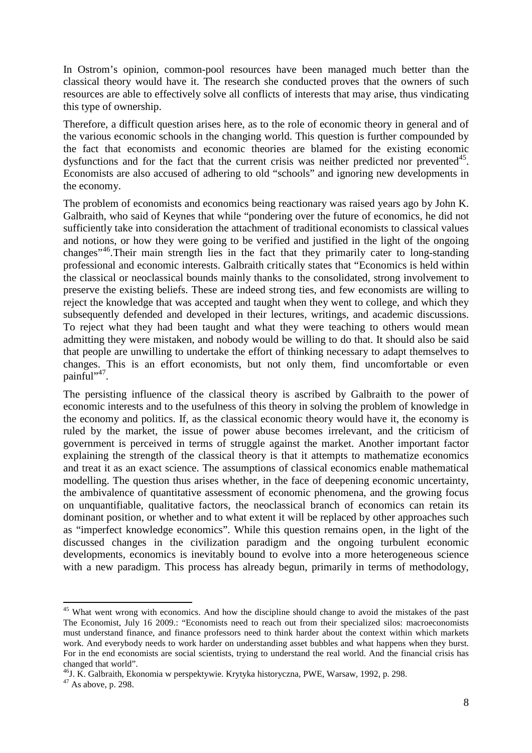In Ostrom's opinion, common-pool resources have been managed much better than the classical theory would have it. The research she conducted proves that the owners of such resources are able to effectively solve all conflicts of interests that may arise, thus vindicating this type of ownership.

Therefore, a difficult question arises here, as to the role of economic theory in general and of the various economic schools in the changing world. This question is further compounded by the fact that economists and economic theories are blamed for the existing economic dysfunctions and for the fact that the current crisis was neither predicted nor prevented[45]. Economists are also accused of adhering to old "schools" and ignoring new developments in the economy.

The problem of economists and economics being reactionary was raised years ago by John K. Galbraith, who said of Keynes that while "pondering over the future of economics, he did not sufficiently take into consideration the attachment of traditional economists to classical values and notions, or how they were going to be verified and justified in the light of the ongoing changes"[46].Their main strength lies in the fact that they primarily cater to long-standing professional and economic interests. Galbraith critically states that "Economics is held within the classical or neoclassical bounds mainly thanks to the consolidated, strong involvement to preserve the existing beliefs. These are indeed strong ties, and few economists are willing to reject the knowledge that was accepted and taught when they went to college, and which they subsequently defended and developed in their lectures, writings, and academic discussions. To reject what they had been taught and what they were teaching to others would mean admitting they were mistaken, and nobody would be willing to do that. It should also be said that people are unwilling to undertake the effort of thinking necessary to adapt themselves to changes. This is an effort economists, but not only them, find uncomfortable or even painful"[47].

The persisting influence of the classical theory is ascribed by Galbraith to the power of economic interests and to the usefulness of this theory in solving the problem of knowledge in the economy and politics. If, as the classical economic theory would have it, the economy is ruled by the market, the issue of power abuse becomes irrelevant, and the criticism of government is perceived in terms of struggle against the market. Another important factor explaining the strength of the classical theory is that it attempts to mathematize economics and treat it as an exact science. The assumptions of classical economics enable mathematical modelling. The question thus arises whether, in the face of deepening economic uncertainty, the ambivalence of quantitative assessment of economic phenomena, and the growing focus on unquantifiable, qualitative factors, the neoclassical branch of economics can retain its dominant position, or whether and to what extent it will be replaced by other approaches such as "imperfect knowledge economics". While this question remains open, in the light of the discussed changes in the civilization paradigm and the ongoing turbulent economic developments, economics is inevitably bound to evolve into a more heterogeneous science with a new paradigm. This process has already begun, primarily in terms of methodology,

---

[45] What went wrong with economics. And how the discipline should change to avoid the mistakes of the past The Economist, July 16 2009.: "Economists need to reach out from their specialized silos: macroeconomists must understand finance, and finance professors need to think harder about the context within which markets work. And everybody needs to work harder on understanding asset bubbles and what happens when they burst. For in the end economists are social scientists, trying to understand the real world. And the financial crisis has changed that world".

[46] J. K. Galbraith, Ekonomia w perspektywie. Krytyka historyczna, PWE, Warsaw, 1992, p. 298.

[47] As above, p. 298.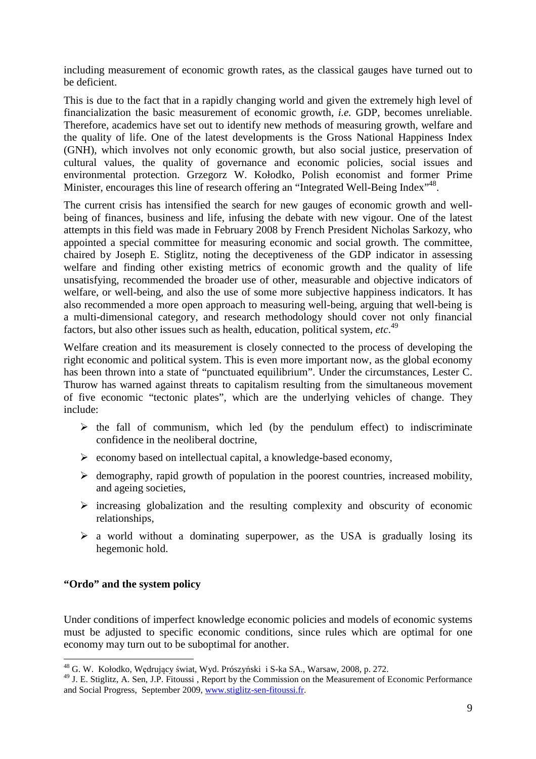including measurement of economic growth rates, as the classical gauges have turned out to be deficient.

This is due to the fact that in a rapidly changing world and given the extremely high level of financialization the basic measurement of economic growth, *i.e.* GDP, becomes unreliable. Therefore, academics have set out to identify new methods of measuring growth, welfare and the quality of life. One of the latest developments is the Gross National Happiness Index (GNH), which involves not only economic growth, but also social justice, preservation of cultural values, the quality of governance and economic policies, social issues and environmental protection. Grzegorz W. Kołodko, Polish economist and former Prime Minister, encourages this line of research offering an "Integrated Well-Being Index"[48].

The current crisis has intensified the search for new gauges of economic growth and well-being of finances, business and life, infusing the debate with new vigour. One of the latest attempts in this field was made in February 2008 by French President Nicholas Sarkozy, who appointed a special committee for measuring economic and social growth. The committee, chaired by Joseph E. Stiglitz, noting the deceptiveness of the GDP indicator in assessing welfare and finding other existing metrics of economic growth and the quality of life unsatisfying, recommended the broader use of other, measurable and objective indicators of welfare, or well-being, and also the use of some more subjective happiness indicators. It has also recommended a more open approach to measuring well-being, arguing that well-being is a multi-dimensional category, and research methodology should cover not only financial factors, but also other issues such as health, education, political system, *etc*.[49]

Welfare creation and its measurement is closely connected to the process of developing the right economic and political system. This is even more important now, as the global economy has been thrown into a state of "punctuated equilibrium". Under the circumstances, Lester C. Thurow has warned against threats to capitalism resulting from the simultaneous movement of five economic "tectonic plates", which are the underlying vehicles of change. They include:

- the fall of communism, which led (by the pendulum effect) to indiscriminate confidence in the neoliberal doctrine,
- economy based on intellectual capital, a knowledge-based economy,
- demography, rapid growth of population in the poorest countries, increased mobility, and ageing societies,
- increasing globalization and the resulting complexity and obscurity of economic relationships,
- a world without a dominating superpower, as the USA is gradually losing its hegemonic hold.

**"Ordo" and the system policy**

Under conditions of imperfect knowledge economic policies and models of economic systems must be adjusted to specific economic conditions, since rules which are optimal for one economy may turn out to be suboptimal for another.

[48] G. W. Kołodko, Wędrujący świat, Wyd. Prószyński i S-ka SA., Warsaw, 2008, p. 272.

[49] J. E. Stiglitz, A. Sen, J.P. Fitoussi , Report by the Commission on the Measurement of Economic Performance and Social Progress, September 2009, www.stiglitz-sen-fitoussi.fr.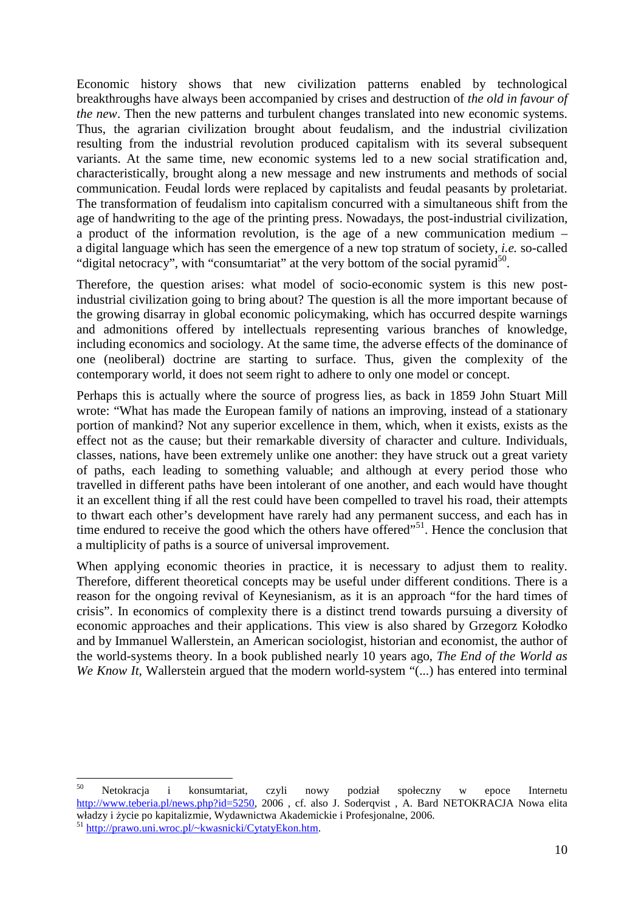Economic history shows that new civilization patterns enabled by technological breakthroughs have always been accompanied by crises and destruction of *the old in favour of the new*. Then the new patterns and turbulent changes translated into new economic systems. Thus, the agrarian civilization brought about feudalism, and the industrial civilization resulting from the industrial revolution produced capitalism with its several subsequent variants. At the same time, new economic systems led to a new social stratification and, characteristically, brought along a new message and new instruments and methods of social communication. Feudal lords were replaced by capitalists and feudal peasants by proletariat. The transformation of feudalism into capitalism concurred with a simultaneous shift from the age of handwriting to the age of the printing press. Nowadays, the post-industrial civilization, a product of the information revolution, is the age of a new communication medium – a digital language which has seen the emergence of a new top stratum of society, *i.e.* so-called "digital netocracy", with "consumtariat" at the very bottom of the social pyramid[50].

Therefore, the question arises: what model of socio-economic system is this new post-industrial civilization going to bring about? The question is all the more important because of the growing disarray in global economic policymaking, which has occurred despite warnings and admonitions offered by intellectuals representing various branches of knowledge, including economics and sociology. At the same time, the adverse effects of the dominance of one (neoliberal) doctrine are starting to surface. Thus, given the complexity of the contemporary world, it does not seem right to adhere to only one model or concept.

Perhaps this is actually where the source of progress lies, as back in 1859 John Stuart Mill wrote: "What has made the European family of nations an improving, instead of a stationary portion of mankind? Not any superior excellence in them, which, when it exists, exists as the effect not as the cause; but their remarkable diversity of character and culture. Individuals, classes, nations, have been extremely unlike one another: they have struck out a great variety of paths, each leading to something valuable; and although at every period those who travelled in different paths have been intolerant of one another, and each would have thought it an excellent thing if all the rest could have been compelled to travel his road, their attempts to thwart each other's development have rarely had any permanent success, and each has in time endured to receive the good which the others have offered"[51]. Hence the conclusion that a multiplicity of paths is a source of universal improvement.

When applying economic theories in practice, it is necessary to adjust them to reality. Therefore, different theoretical concepts may be useful under different conditions. There is a reason for the ongoing revival of Keynesianism, as it is an approach "for the hard times of crisis". In economics of complexity there is a distinct trend towards pursuing a diversity of economic approaches and their applications. This view is also shared by Grzegorz Kołodko and by Immanuel Wallerstein, an American sociologist, historian and economist, the author of the world-systems theory. In a book published nearly 10 years ago, *The End of the World as We Know It*, Wallerstein argued that the modern world-system "(...) has entered into terminal

---

[50] Netokracja i konsumtariat, czyli nowy podział społeczny w epoce Internetu http://www.teberia.pl/news.php?id=5250, 2006 , cf. also J. Soderqvist , A. Bard NETOKRACJA Nowa elita władzy i życie po kapitalizmie, Wydawnictwa Akademickie i Profesjonalne, 2006.

[51] http://prawo.uni.wroc.pl/~kwasnicki/CytatyEkon.htm.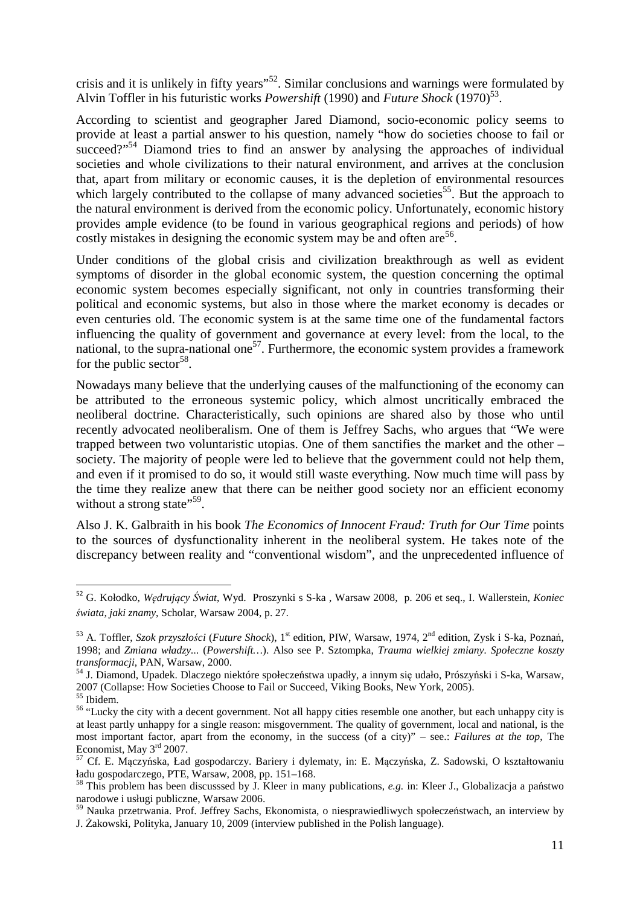crisis and it is unlikely in fifty years"[52]. Similar conclusions and warnings were formulated by Alvin Toffler in his futuristic works *Powershift* (1990) and *Future Shock* (1970)[53].

According to scientist and geographer Jared Diamond, socio-economic policy seems to provide at least a partial answer to his question, namely "how do societies choose to fail or succeed?"[54] Diamond tries to find an answer by analysing the approaches of individual societies and whole civilizations to their natural environment, and arrives at the conclusion that, apart from military or economic causes, it is the depletion of environmental resources which largely contributed to the collapse of many advanced societies[55]. But the approach to the natural environment is derived from the economic policy. Unfortunately, economic history provides ample evidence (to be found in various geographical regions and periods) of how costly mistakes in designing the economic system may be and often are[56].

Under conditions of the global crisis and civilization breakthrough as well as evident symptoms of disorder in the global economic system, the question concerning the optimal economic system becomes especially significant, not only in countries transforming their political and economic systems, but also in those where the market economy is decades or even centuries old. The economic system is at the same time one of the fundamental factors influencing the quality of government and governance at every level: from the local, to the national, to the supra-national one[57]. Furthermore, the economic system provides a framework for the public sector[58].

Nowadays many believe that the underlying causes of the malfunctioning of the economy can be attributed to the erroneous systemic policy, which almost uncritically embraced the neoliberal doctrine. Characteristically, such opinions are shared also by those who until recently advocated neoliberalism. One of them is Jeffrey Sachs, who argues that "We were trapped between two voluntaristic utopias. One of them sanctifies the market and the other – society. The majority of people were led to believe that the government could not help them, and even if it promised to do so, it would still waste everything. Now much time will pass by the time they realize anew that there can be neither good society nor an efficient economy without a strong state"[59].

Also J. K. Galbraith in his book *The Economics of Innocent Fraud: Truth for Our Time* points to the sources of dysfunctionality inherent in the neoliberal system. He takes note of the discrepancy between reality and "conventional wisdom", and the unprecedented influence of

---

[52] G. Kołodko, *Wędrujący Świat*, Wyd. Proszynki s S-ka , Warsaw 2008, p. 206 et seq., I. Wallerstein, *Koniec świata, jaki znamy*, Scholar, Warsaw 2004, p. 27.

[53] A. Toffler, *Szok przyszłości* (*Future Shock*), 1st edition, PIW, Warsaw, 1974, 2nd edition, Zysk i S-ka, Poznań, 1998; and *Zmiana władzy...* (*Powershift…*). Also see P. Sztompka, *Trauma wielkiej zmiany. Społeczne koszty transformacji*, PAN, Warsaw, 2000.

[54] J. Diamond, Upadek. Dlaczego niektóre społeczeństwa upadły, a innym się udało, Prószyński i S-ka, Warsaw, 2007 (Collapse: How Societies Choose to Fail or Succeed, Viking Books, New York, 2005).

[55] Ibidem.

[56] "Lucky the city with a decent government. Not all happy cities resemble one another, but each unhappy city is at least partly unhappy for a single reason: misgovernment. The quality of government, local and national, is the most important factor, apart from the economy, in the success (of a city)" – see.: *Failures at the top*, The Economist, May 3rd 2007.

[57] Cf. E. Mączyńska, Ład gospodarczy. Bariery i dylematy, in: E. Mączyńska, Z. Sadowski, O kształtowaniu ładu gospodarczego, PTE, Warsaw, 2008, pp. 151–168.

[58] This problem has been discusssed by J. Kleer in many publications, *e.g.* in: Kleer J., Globalizacja a państwo narodowe i usługi publiczne, Warsaw 2006.

[59] Nauka przetrwania. Prof. Jeffrey Sachs, Ekonomista, o niesprawiedliwych społeczeństwach, an interview by J. Żakowski, Polityka, January 10, 2009 (interview published in the Polish language).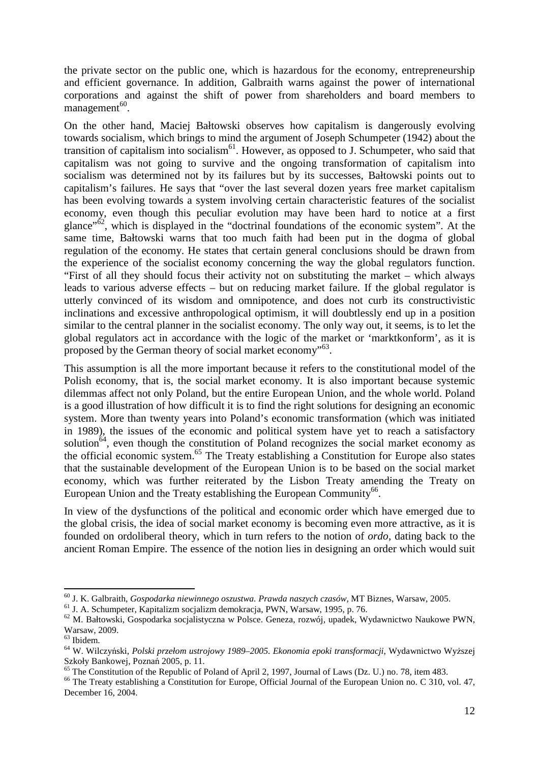the private sector on the public one, which is hazardous for the economy, entrepreneurship and efficient governance. In addition, Galbraith warns against the power of international corporations and against the shift of power from shareholders and board members to management[60].

On the other hand, Maciej Bałtowski observes how capitalism is dangerously evolving towards socialism, which brings to mind the argument of Joseph Schumpeter (1942) about the transition of capitalism into socialism[61]. However, as opposed to J. Schumpeter, who said that capitalism was not going to survive and the ongoing transformation of capitalism into socialism was determined not by its failures but by its successes, Bałtowski points out to capitalism's failures. He says that "over the last several dozen years free market capitalism has been evolving towards a system involving certain characteristic features of the socialist economy, even though this peculiar evolution may have been hard to notice at a first glance"[62], which is displayed in the "doctrinal foundations of the economic system". At the same time, Bałtowski warns that too much faith had been put in the dogma of global regulation of the economy. He states that certain general conclusions should be drawn from the experience of the socialist economy concerning the way the global regulators function. "First of all they should focus their activity not on substituting the market – which always leads to various adverse effects – but on reducing market failure. If the global regulator is utterly convinced of its wisdom and omnipotence, and does not curb its constructivistic inclinations and excessive anthropological optimism, it will doubtlessly end up in a position similar to the central planner in the socialist economy. The only way out, it seems, is to let the global regulators act in accordance with the logic of the market or 'marktkonform', as it is proposed by the German theory of social market economy"[63].

This assumption is all the more important because it refers to the constitutional model of the Polish economy, that is, the social market economy. It is also important because systemic dilemmas affect not only Poland, but the entire European Union, and the whole world. Poland is a good illustration of how difficult it is to find the right solutions for designing an economic system. More than twenty years into Poland's economic transformation (which was initiated in 1989), the issues of the economic and political system have yet to reach a satisfactory solution[64], even though the constitution of Poland recognizes the social market economy as the official economic system.[65] The Treaty establishing a Constitution for Europe also states that the sustainable development of the European Union is to be based on the social market economy, which was further reiterated by the Lisbon Treaty amending the Treaty on European Union and the Treaty establishing the European Community[66].

In view of the dysfunctions of the political and economic order which have emerged due to the global crisis, the idea of social market economy is becoming even more attractive, as it is founded on ordoliberal theory, which in turn refers to the notion of *ordo*, dating back to the ancient Roman Empire. The essence of the notion lies in designing an order which would suit

---

[60] J. K. Galbraith, *Gospodarka niewinnego oszustwa. Prawda naszych czasów*, MT Biznes, Warsaw, 2005.

[61] J. A. Schumpeter, Kapitalizm socjalizm demokracja, PWN, Warsaw, 1995, p. 76.

[62] M. Bałtowski, Gospodarka socjalistyczna w Polsce. Geneza, rozwój, upadek, Wydawnictwo Naukowe PWN, Warsaw, 2009.

[63] Ibidem.

[64] W. Wilczyński, *Polski przełom ustrojowy 1989–2005. Ekonomia epoki transformacji*, Wydawnictwo Wyższej Szkoły Bankowej, Poznań 2005, p. 11.

[65] The Constitution of the Republic of Poland of April 2, 1997, Journal of Laws (Dz. U.) no. 78, item 483.

[66] The Treaty establishing a Constitution for Europe, Official Journal of the European Union no. C 310, vol. 47, December 16, 2004.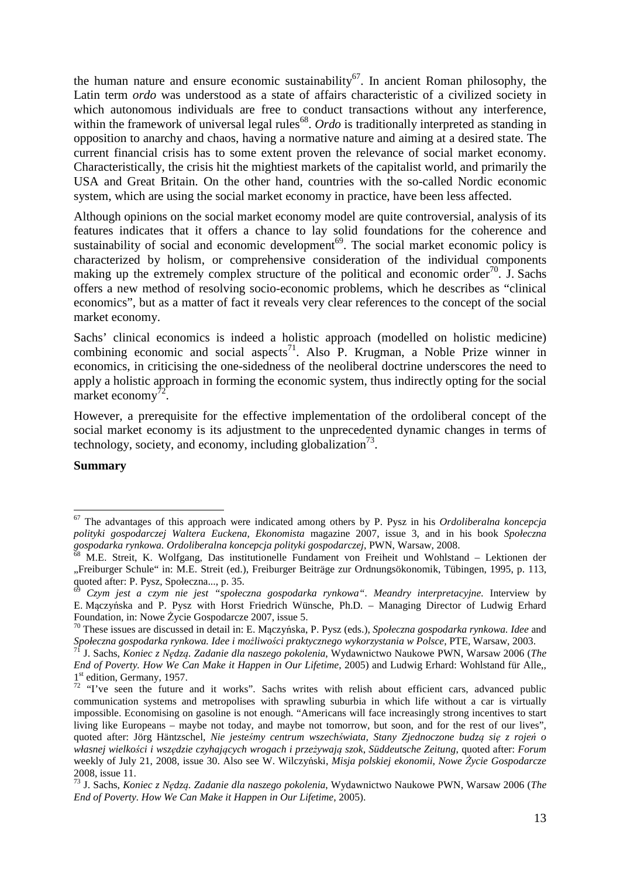the human nature and ensure economic sustainability[67]. In ancient Roman philosophy, the Latin term *ordo* was understood as a state of affairs characteristic of a civilized society in which autonomous individuals are free to conduct transactions without any interference, within the framework of universal legal rules[68]. *Ordo* is traditionally interpreted as standing in opposition to anarchy and chaos, having a normative nature and aiming at a desired state. The current financial crisis has to some extent proven the relevance of social market economy. Characteristically, the crisis hit the mightiest markets of the capitalist world, and primarily the USA and Great Britain. On the other hand, countries with the so-called Nordic economic system, which are using the social market economy in practice, have been less affected.

Although opinions on the social market economy model are quite controversial, analysis of its features indicates that it offers a chance to lay solid foundations for the coherence and sustainability of social and economic development[69]. The social market economic policy is characterized by holism, or comprehensive consideration of the individual components making up the extremely complex structure of the political and economic order[70]. J. Sachs offers a new method of resolving socio-economic problems, which he describes as "clinical economics", but as a matter of fact it reveals very clear references to the concept of the social market economy.

Sachs' clinical economics is indeed a holistic approach (modelled on holistic medicine) combining economic and social aspects[71]. Also P. Krugman, a Noble Prize winner in economics, in criticising the one-sidedness of the neoliberal doctrine underscores the need to apply a holistic approach in forming the economic system, thus indirectly opting for the social market economy[72].

However, a prerequisite for the effective implementation of the ordoliberal concept of the social market economy is its adjustment to the unprecedented dynamic changes in terms of technology, society, and economy, including globalization[73].

**Summary**

---

[67] The advantages of this approach were indicated among others by P. Pysz in his *Ordoliberalna koncepcja polityki gospodarczej Waltera Euckena*, *Ekonomista* magazine 2007, issue 3, and in his book *Społeczna gospodarka rynkowa. Ordoliberalna koncepcja polityki gospodarczej*, PWN, Warsaw, 2008.

[68] M.E. Streit, K. Wolfgang, Das institutionelle Fundament von Freiheit und Wohlstand – Lektionen der „Freiburger Schule" in: M.E. Streit (ed.), Freiburger Beiträge zur Ordnungsökonomik, Tübingen, 1995, p. 113, quoted after: P. Pysz, Społeczna..., p. 35.

[69] *Czym jest a czym nie jest "społeczna gospodarka rynkowa". Meandry interpretacyjne.* Interview by E. Mączyńska and P. Pysz with Horst Friedrich Wünsche, Ph.D. – Managing Director of Ludwig Erhard Foundation, in: Nowe Życie Gospodarcze 2007, issue 5.

[70] These issues are discussed in detail in: E. Mączyńska, P. Pysz (eds.), *Społeczna gospodarka rynkowa. Idee* and *Społeczna gospodarka rynkowa. Idee i możliwości praktycznego wykorzystania w Polsce*, PTE, Warsaw, 2003.

[71] J. Sachs, *Koniec z Nędzą. Zadanie dla naszego pokolenia*, Wydawnictwo Naukowe PWN, Warsaw 2006 (*The End of Poverty. How We Can Make it Happen in Our Lifetime*, 2005) and Ludwig Erhard: Wohlstand für Alle,, 1st edition, Germany, 1957.

[72] "I've seen the future and it works". Sachs writes with relish about efficient cars, advanced public communication systems and metropolises with sprawling suburbia in which life without a car is virtually impossible. Economising on gasoline is not enough. "Americans will face increasingly strong incentives to start living like Europeans – maybe not today, and maybe not tomorrow, but soon, and for the rest of our lives", quoted after: Jörg Häntzschel, *Nie jesteśmy centrum wszechświata, Stany Zjednoczone budzą się z rojeń o własnej wielkości i wszędzie czyhających wrogach i przeżywają szok*, *Süddeutsche Zeitung*, quoted after: *Forum* weekly of July 21, 2008, issue 30. Also see W. Wilczyński, *Misja polskiej ekonomii*, *Nowe Życie Gospodarcze* 2008, issue 11.

[73] J. Sachs, *Koniec z Nędzą. Zadanie dla naszego pokolenia*, Wydawnictwo Naukowe PWN, Warsaw 2006 (*The End of Poverty. How We Can Make it Happen in Our Lifetime*, 2005).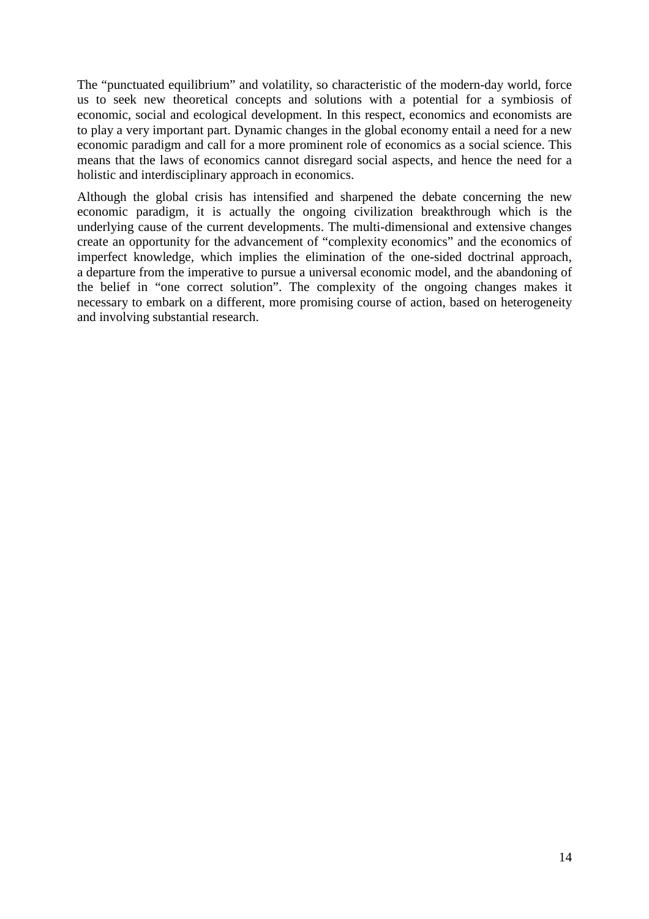The "punctuated equilibrium" and volatility, so characteristic of the modern-day world, force us to seek new theoretical concepts and solutions with a potential for a symbiosis of economic, social and ecological development. In this respect, economics and economists are to play a very important part. Dynamic changes in the global economy entail a need for a new economic paradigm and call for a more prominent role of economics as a social science. This means that the laws of economics cannot disregard social aspects, and hence the need for a holistic and interdisciplinary approach in economics.

Although the global crisis has intensified and sharpened the debate concerning the new economic paradigm, it is actually the ongoing civilization breakthrough which is the underlying cause of the current developments. The multi-dimensional and extensive changes create an opportunity for the advancement of "complexity economics" and the economics of imperfect knowledge, which implies the elimination of the one-sided doctrinal approach, a departure from the imperative to pursue a universal economic model, and the abandoning of the belief in "one correct solution". The complexity of the ongoing changes makes it necessary to embark on a different, more promising course of action, based on heterogeneity and involving substantial research.